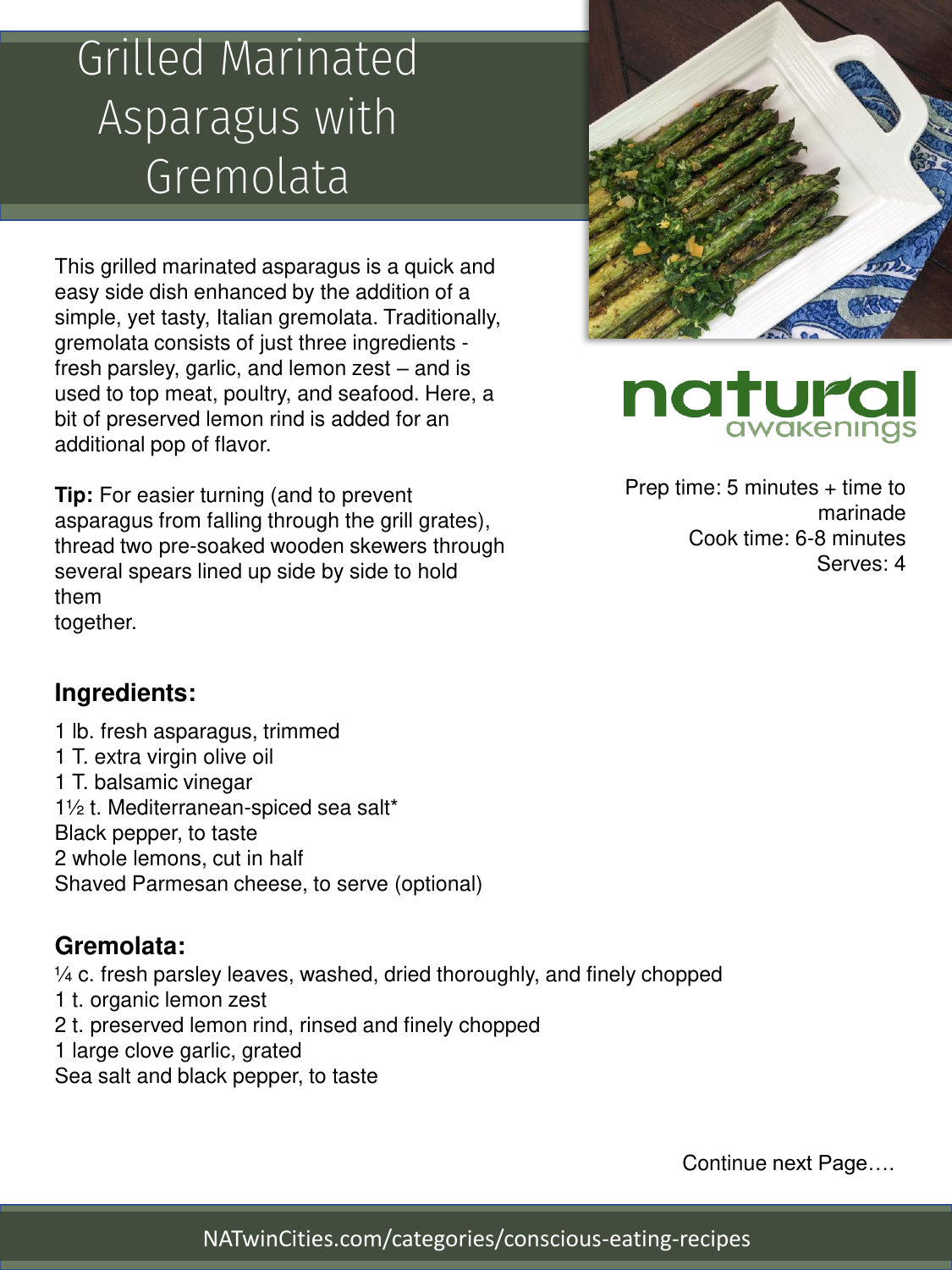# Grilled Marinated Asparagus with Gremolata

This grilled marinated asparagus is a quick and easy side dish enhanced by the addition of a simple, yet tasty, Italian gremolata. Traditionally, gremolata consists of just three ingredients - fresh parsley, garlic, and lemon zest – and is used to top meat, poultry, and seafood. Here, a bit of preserved lemon rind is added for an additional pop of flavor.

**Tip:** For easier turning (and to prevent asparagus from falling through the grill grates), thread two pre-soaked wooden skewers through several spears lined up side by side to hold them together.

natural awakenings

Prep time: 5 minutes + time to marinade
Cook time: 6-8 minutes
Serves: 4

### Ingredients:

1 lb. fresh asparagus, trimmed
1 T. extra virgin olive oil
1 T. balsamic vinegar
1½ t. Mediterranean-spiced sea salt*
Black pepper, to taste
2 whole lemons, cut in half
Shaved Parmesan cheese, to serve (optional)

### Gremolata:

¼ c. fresh parsley leaves, washed, dried thoroughly, and finely chopped
1 t. organic lemon zest
2 t. preserved lemon rind, rinsed and finely chopped
1 large clove garlic, grated
Sea salt and black pepper, to taste

Continue next Page….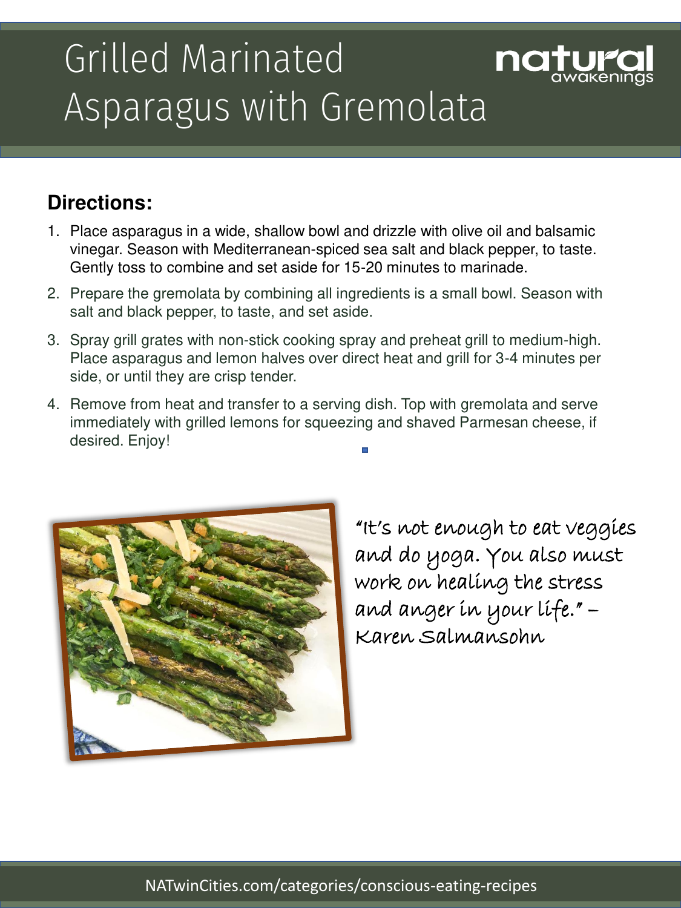# Grilled Marinated Asparagus with Gremolata

natural awakenings

## Directions:

1. Place asparagus in a wide, shallow bowl and drizzle with olive oil and balsamic vinegar. Season with Mediterranean-spiced sea salt and black pepper, to taste. Gently toss to combine and set aside for 15-20 minutes to marinade.
2. Prepare the gremolata by combining all ingredients is a small bowl. Season with salt and black pepper, to taste, and set aside.
3. Spray grill grates with non-stick cooking spray and preheat grill to medium-high. Place asparagus and lemon halves over direct heat and grill for 3-4 minutes per side, or until they are crisp tender.
4. Remove from heat and transfer to a serving dish. Top with gremolata and serve immediately with grilled lemons for squeezing and shaved Parmesan cheese, if desired. Enjoy!

"It's not enough to eat veggies and do yoga. You also must work on healing the stress and anger in your life." – Karen Salmansohn

NATwinCities.com/categories/conscious-eating-recipes